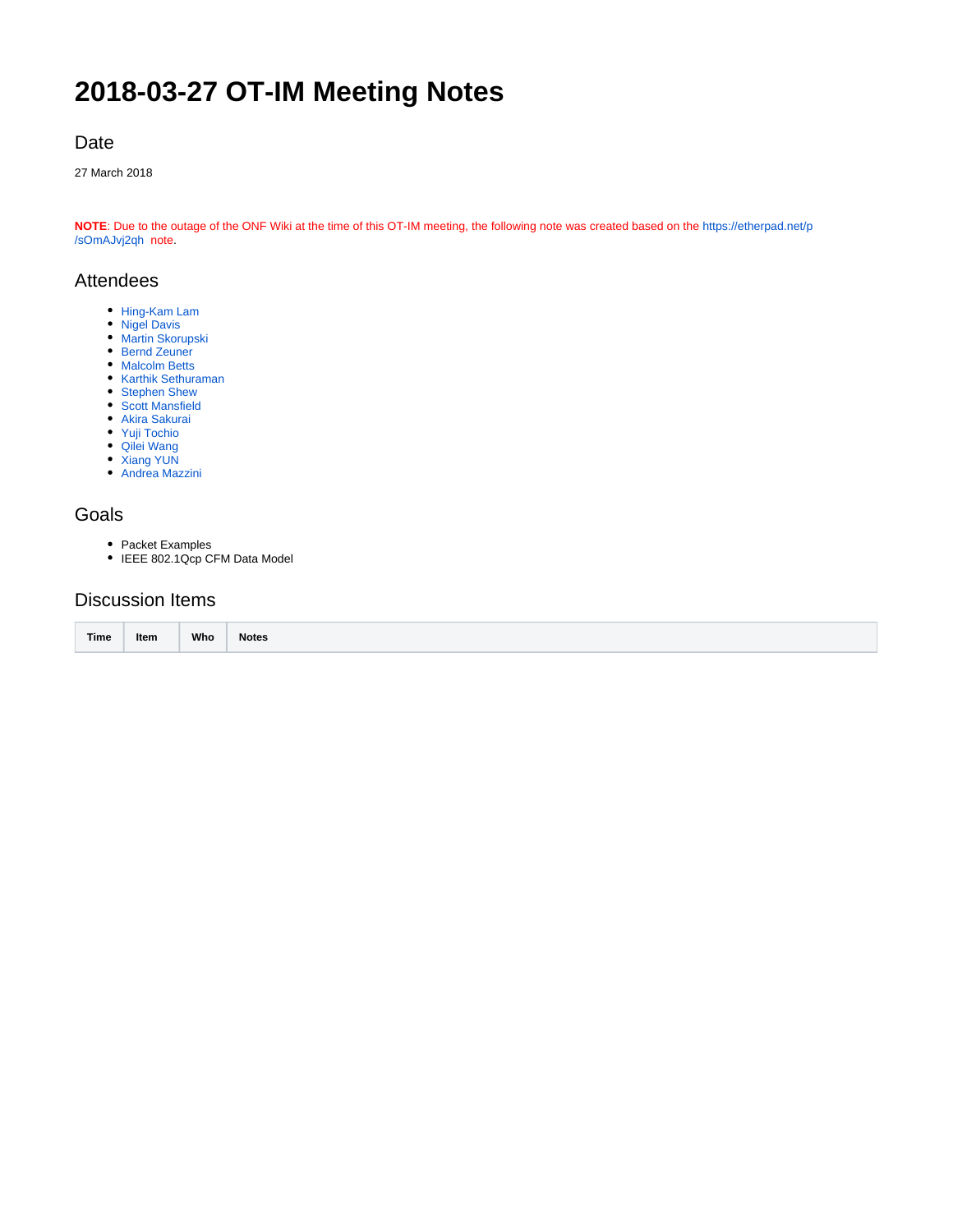# 2018-03-27 OT-IM Meeting Notes

## Date

27 March 2018

**NOTE**: Due to the outage of the ONF Wiki at the time of this OT-IM meeting, the following note was created based on the https://etherpad.net/p/sOmAJvj2qh note.

## Attendees

- Hing-Kam Lam
- Nigel Davis
- Martin Skorupski
- Bernd Zeuner
- Malcolm Betts
- Karthik Sethuraman
- Stephen Shew
- Scott Mansfield
- Akira Sakurai
- Yuji Tochio
- Qilei Wang
- Xiang YUN
- Andrea Mazzini

## Goals

- Packet Examples
- IEEE 802.1Qcp CFM Data Model

## Discussion Items

| Time | Item | Who | Notes |
|---|---|---|---|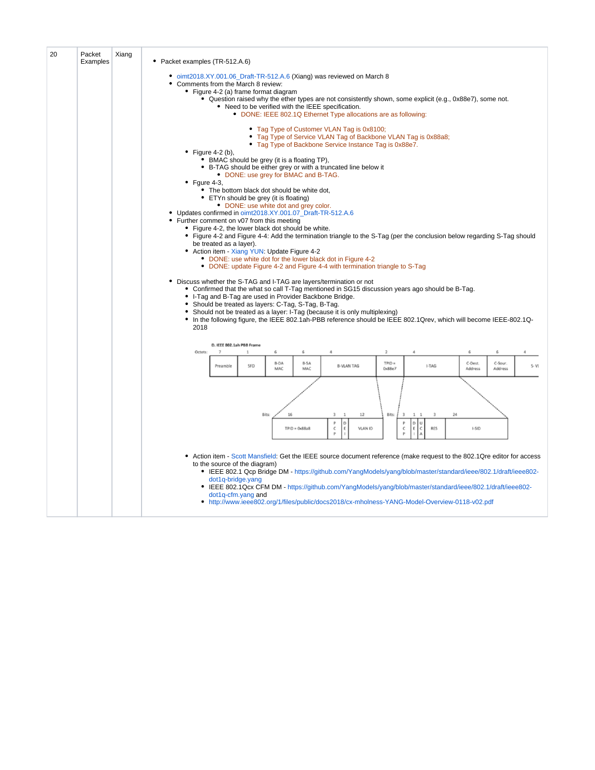| 20 | Packet Examples | Xiang | (see below) |
|---|---|---|---|

- Packet examples (TR-512.A.6)
  - oimt2018.XY.001.06_Draft-TR-512.A.6 (Xiang) was reviewed on March 8
  - Comments from the March 8 review:
    - Figure 4-2 (a) frame format diagram
      - Question raised why the ether types are not consistently shown, some explicit (e.g., 0x88e7), some not.
        - Need to be verified with the IEEE specification.
          - DONE: IEEE 802.1Q Ethernet Type allocations are as following:
            - Tag Type of Customer VLAN Tag is 0x8100;
            - Tag Type of Service VLAN Tag of Backbone VLAN Tag is 0x88a8;
            - Tag Type of Backbone Service Instance Tag is 0x88e7.
    - Figure 4-2 (b),
      - BMAC should be grey (it is a floating TP),
      - B-TAG should be either grey or with a truncated line below it
        - DONE: use grey for BMAC and B-TAG.
    - Fgure 4-3,
      - The bottom black dot should be white dot,
      - ETYn should be grey (it is floating)
        - DONE: use white dot and grey color.
  - Updates confirmed in oimt2018.XY.001.07_Draft-TR-512.A.6
  - Further comment on v07 from this meeting
    - Figure 4-2, the lower black dot should be white.
    - Figure 4-2 and Figure 4-4: Add the termination triangle to the S-Tag (per the conclusion below regarding S-Tag should be treated as a layer).
    - Action item - Xiang YUN: Update Figure 4-2
      - DONE: use white dot for the lower black dot in Figure 4-2
      - DONE: update Figure 4-2 and Figure 4-4 with termination triangle to S-Tag
  - Discuss whether the S-TAG and I-TAG are layers/termination or not
    - Confirmed that the what so call T-Tag mentioned in SG15 discussion years ago should be B-Tag.
    - I-Tag and B-Tag are used in Provider Backbone Bridge.
    - Should be treated as layers: C-Tag, S-Tag, B-Tag.
    - Should not be treated as a layer: I-Tag (because it is only multiplexing)
    - In the following figure, the IEEE 802.1ah-PBB reference should be IEEE 802.1Qrev, which will become IEEE-802.1Q-2018

D. IEEE 802.1ah PBB Frame

| Octets: | 7 | 1 | 6 | 6 | 4 | 2 | 4 | 6 | 6 | 4 |
|---|---|---|---|---|---|---|---|---|---|---|
| | Preamble | SFD | B-DA MAC | B-SA MAC | B-VLAN TAG | TPID = 0x88e7 | I-TAG | C-Dest. Address | C-Sour. Address | S-VI |

B-VLAN TAG:

| Bits: | 16 | 3 | 1 | 12 |
|---|---|---|---|---|
| | TPID = 0x88a8 | PCP | DEI | VLAN ID |

I-TAG:

| Bits: | 3 | 1 | 1 | 3 | 24 |
|---|---|---|---|---|---|
| | PCP | DEI | UCA | RES | I-SID |

    - Action item - Scott Mansfield: Get the IEEE source document reference (make request to the 802.1Qre editor for access to the source of the diagram)
      - IEEE 802.1 Qcp Bridge DM - https://github.com/YangModels/yang/blob/master/standard/ieee/802.1/draft/ieee802-dot1q-bridge.yang
      - IEEE 802.1Qcx CFM DM - https://github.com/YangModels/yang/blob/master/standard/ieee/802.1/draft/ieee802-dot1q-cfm.yang and
      - http://www.ieee802.org/1/files/public/docs2018/cx-mholness-YANG-Model-Overview-0118-v02.pdf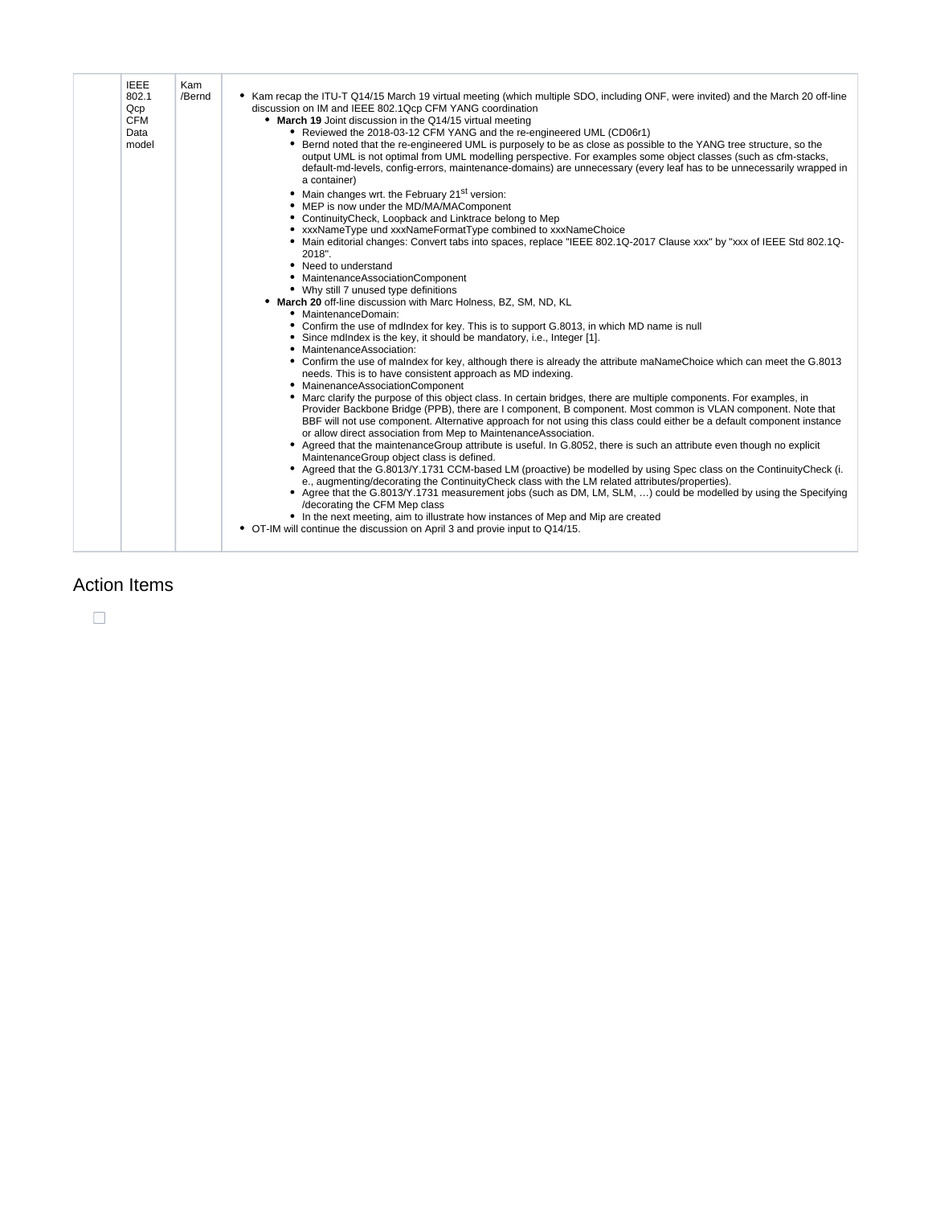| | | | |
|---|---|---|---|
| | IEEE 802.1 Qcp CFM Data model | Kam /Bernd | • Kam recap the ITU-T Q14/15 March 19 virtual meeting (which multiple SDO, including ONF, were invited) and the March 20 off-line discussion on IM and IEEE 802.1Qcp CFM YANG coordination<br>  • **March 19** Joint discussion in the Q14/15 virtual meeting<br>    • Reviewed the 2018-03-12 CFM YANG and the re-engineered UML (CD06r1)<br>    • Bernd noted that the re-engineered UML is purposely to be as close as possible to the YANG tree structure, so the output UML is not optimal from UML modelling perspective. For examples some object classes (such as cfm-stacks, default-md-levels, config-errors, maintenance-domains) are unnecessary (every leaf has to be unnecessarily wrapped in a container)<br>    • Main changes wrt. the February 21st version:<br>    • MEP is now under the MD/MA/MAComponent<br>    • ContinuityCheck, Loopback and Linktrace belong to Mep<br>    • xxxNameType und xxxNameFormatType combined to xxxNameChoice<br>    • Main editorial changes: Convert tabs into spaces, replace "IEEE 802.1Q-2017 Clause xxx" by "xxx of IEEE Std 802.1Q-2018".<br>    • Need to understand<br>    • MaintenanceAssociationComponent<br>    • Why still 7 unused type definitions<br>  • **March 20** off-line discussion with Marc Holness, BZ, SM, ND, KL<br>    • MaintenanceDomain:<br>    • Confirm the use of mdIndex for key. This is to support G.8013, in which MD name is null<br>    • Since mdIndex is the key, it should be mandatory, i.e., Integer [1].<br>    • MaintenanceAssociation:<br>    • Confirm the use of maIndex for key, although there is already the attribute maNameChoice which can meet the G.8013 needs. This is to have consistent approach as MD indexing.<br>    • MainenanceAssociationComponent<br>    • Marc clarify the purpose of this object class. In certain bridges, there are multiple components. For examples, in Provider Backbone Bridge (PPB), there are I component, B component. Most common is VLAN component. Note that BBF will not use component. Alternative approach for not using this class could either be a default component instance or allow direct association from Mep to MaintenanceAssociation.<br>    • Agreed that the maintenanceGroup attribute is useful. In G.8052, there is such an attribute even though no explicit MaintenanceGroup object class is defined.<br>    • Agreed that the G.8013/Y.1731 CCM-based LM (proactive) be modelled by using Spec class on the ContinuityCheck (i. e., augmenting/decorating the ContinuityCheck class with the LM related attributes/properties).<br>    • Agree that the G.8013/Y.1731 measurement jobs (such as DM, LM, SLM, …) could be modelled by using the Specifying /decorating the CFM Mep class<br>    • In the next meeting, aim to illustrate how instances of Mep and Mip are created<br>• OT-IM will continue the discussion on April 3 and provie input to Q14/15. |

## Action Items

- [ ]